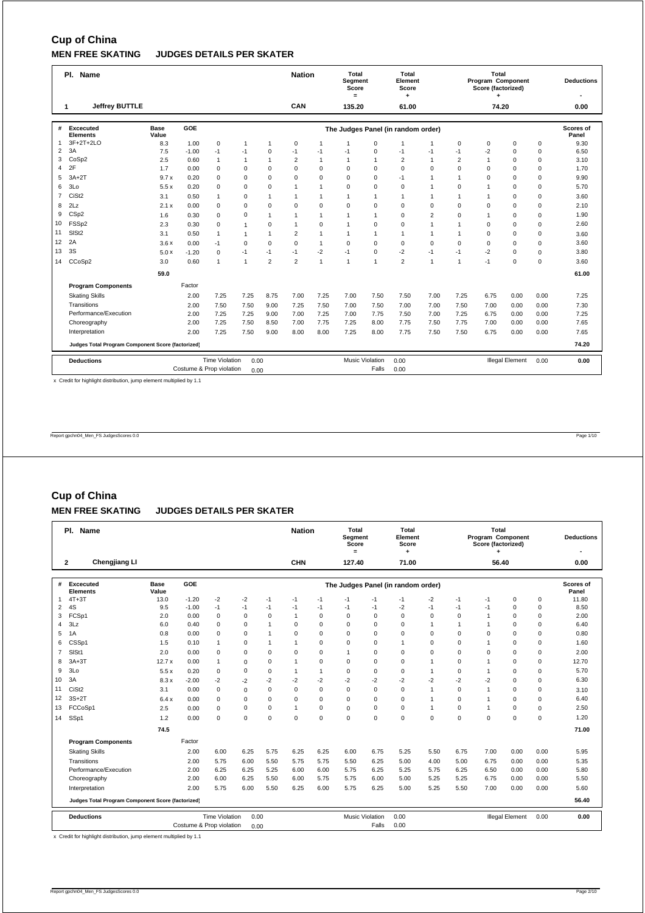# Cup of China

## MEN FREE SKATING JUDGES DETAILS PER SKATER

| Pl. | Name | Nation | Total Segment Score = | Total Element Score + | Total Program Component Score (factorized) + | Deductions - |
|---|---|---|---|---|---|---|
| 1 | Jeffrey BUTTLE | CAN | 135.20 | 61.00 | 74.20 | 0.00 |

| # | Excecuted Elements | Base Value | GOE | J1 | J2 | J3 | J4 | J5 | J6 | J7 | J8 | J9 | J10 | J11 | J12 | Scores of Panel |
|---|---|---|---|---|---|---|---|---|---|---|---|---|---|---|---|---|
| 1 | 3F+2T+2LO | 8.3 | 1.00 | 0 | 1 | 1 | 0 | 1 | 1 | 0 | 1 | 1 | 0 | 0 | 0 | 9.30 |
| 2 | 3A | 7.5 | -1.00 | -1 | -1 | 0 | -1 | -1 | -1 | 0 | -1 | -1 | -1 | -2 | 0 | 6.50 |
| 3 | CoSp2 | 2.5 | 0.60 | 1 | 1 | 1 | 2 | 1 | 1 | 1 | 2 | 1 | 2 | 1 | 0 | 3.10 |
| 4 | 2F | 1.7 | 0.00 | 0 | 0 | 0 | 0 | 0 | 0 | 0 | 0 | 0 | 0 | 0 | 0 | 1.70 |
| 5 | 3A+2T | 9.7 x | 0.20 | 0 | 0 | 0 | 0 | 0 | 0 | 0 | -1 | 1 | 1 | 0 | 0 | 9.90 |
| 6 | 3Lo | 5.5 x | 0.20 | 0 | 0 | 0 | 1 | 1 | 0 | 0 | 0 | 1 | 0 | 1 | 0 | 5.70 |
| 7 | CiSt2 | 3.1 | 0.50 | 1 | 0 | 1 | 1 | 1 | 1 | 1 | 1 | 1 | 1 | 1 | 0 | 3.60 |
| 8 | 2Lz | 2.1 x | 0.00 | 0 | 0 | 0 | 0 | 0 | 0 | 0 | 0 | 0 | 0 | 0 | 0 | 2.10 |
| 9 | CSp2 | 1.6 | 0.30 | 0 | 0 | 1 | 1 | 1 | 1 | 1 | 0 | 2 | 0 | 1 | 0 | 1.90 |
| 10 | FSSp2 | 2.3 | 0.30 | 0 | 1 | 0 | 1 | 0 | 1 | 0 | 0 | 1 | 1 | 0 | 0 | 2.60 |
| 11 | SlSt2 | 3.1 | 0.50 | 1 | 1 | 1 | 2 | 1 | 1 | 1 | 1 | 1 | 1 | 0 | 0 | 3.60 |
| 12 | 2A | 3.6 x | 0.00 | -1 | 0 | 0 | 0 | 1 | 0 | 0 | 0 | 0 | 0 | 0 | 0 | 3.60 |
| 13 | 3S | 5.0 x | -1.20 | 0 | -1 | -1 | -1 | -2 | -1 | 0 | -2 | -1 | -1 | -2 | 0 | 3.80 |
| 14 | CCoSp2 | 3.0 | 0.60 | 1 | 1 | 2 | 2 | 1 | 1 | 1 | 2 | 1 | 1 | -1 | 0 | 3.60 |
| | | 59.0 | | | | | | | | | | | | | | 61.00 |

| Program Components | Factor | J1 | J2 | J3 | J4 | J5 | J6 | J7 | J8 | J9 | J10 | J11 | J12 | Scores of Panel |
|---|---|---|---|---|---|---|---|---|---|---|---|---|---|---|
| Skating Skills | 2.00 | 7.25 | 7.25 | 8.75 | 7.00 | 7.25 | 7.00 | 7.50 | 7.50 | 7.00 | 7.25 | 6.75 | 0.00 | 7.25 |
| Transitions | 2.00 | 7.50 | 7.50 | 9.00 | 7.25 | 7.50 | 7.00 | 7.50 | 7.00 | 7.00 | 7.50 | 7.00 | 0.00 | 7.30 |
| Performance/Execution | 2.00 | 7.25 | 7.25 | 9.00 | 7.00 | 7.25 | 7.00 | 7.75 | 7.50 | 7.00 | 7.25 | 6.75 | 0.00 | 7.25 |
| Choreography | 2.00 | 7.25 | 7.50 | 8.50 | 7.00 | 7.75 | 7.25 | 8.00 | 7.75 | 7.50 | 7.75 | 7.00 | 0.00 | 7.65 |
| Interpretation | 2.00 | 7.25 | 7.50 | 9.00 | 8.00 | 8.00 | 7.25 | 8.00 | 7.75 | 7.50 | 7.50 | 6.75 | 0.00 | 7.65 |
| Judges Total Program Component Score (factorized) | | | | | | | | | | | | | | 74.20 |

| Deductions | | | | | | | |
|---|---|---|---|---|---|---|---|
| Time Violation | 0.00 | Music Violation | 0.00 | Illegal Element | 0.00 | | 0.00 |
| Costume & Prop violation | 0.00 | Falls | 0.00 | | | | |

x Credit for highlight distribution, jump element multiplied by 1.1

Report gpchn04_Men_FS JudgesScores 0.0

# Cup of China

## MEN FREE SKATING JUDGES DETAILS PER SKATER

| Pl. | Name | Nation | Total Segment Score = | Total Element Score + | Total Program Component Score (factorized) + | Deductions - |
|---|---|---|---|---|---|---|
| 2 | Chengjiang LI | CHN | 127.40 | 71.00 | 56.40 | 0.00 |

| # | Excecuted Elements | Base Value | GOE | J1 | J2 | J3 | J4 | J5 | J6 | J7 | J8 | J9 | J10 | J11 | J12 | Scores of Panel |
|---|---|---|---|---|---|---|---|---|---|---|---|---|---|---|---|---|
| 1 | 4T+3T | 13.0 | -1.20 | -2 | -2 | -1 | -1 | -1 | -1 | -1 | -1 | -2 | -1 | -1 | 0 | 11.80 |
| 2 | 4S | 9.5 | -1.00 | -1 | -1 | -1 | -1 | -1 | -1 | -1 | -2 | -1 | -1 | -1 | 0 | 8.50 |
| 3 | FCSp1 | 2.0 | 0.00 | 0 | 0 | 0 | 1 | 0 | 0 | 0 | 0 | 0 | 0 | 1 | 0 | 2.00 |
| 4 | 3Lz | 6.0 | 0.40 | 0 | 0 | 1 | 0 | 0 | 0 | 0 | 0 | 1 | 1 | 1 | 0 | 6.40 |
| 5 | 1A | 0.8 | 0.00 | 0 | 0 | 1 | 0 | 0 | 0 | 0 | 0 | 0 | 0 | 0 | 0 | 0.80 |
| 6 | CSSp1 | 1.5 | 0.10 | 1 | 0 | 1 | 1 | 0 | 0 | 0 | 1 | 0 | 0 | 1 | 0 | 1.60 |
| 7 | SlSt1 | 2.0 | 0.00 | 0 | 0 | 0 | 0 | 0 | 1 | 0 | 0 | 0 | 0 | 0 | 0 | 2.00 |
| 8 | 3A+3T | 12.7 x | 0.00 | 1 | 0 | 0 | 1 | 0 | 0 | 0 | 0 | 1 | 0 | 1 | 0 | 12.70 |
| 9 | 3Lo | 5.5 x | 0.20 | 0 | 0 | 0 | 1 | 1 | 0 | 0 | 0 | 1 | 0 | 1 | 0 | 5.70 |
| 10 | 3A | 8.3 x | -2.00 | -2 | -2 | -2 | -2 | -2 | -2 | -2 | -2 | -2 | -2 | -2 | 0 | 6.30 |
| 11 | CiSt2 | 3.1 | 0.00 | 0 | 0 | 0 | 0 | 0 | 0 | 0 | 0 | 1 | 0 | 1 | 0 | 3.10 |
| 12 | 3S+2T | 6.4 x | 0.00 | 0 | 0 | 0 | 0 | 0 | 0 | 0 | 0 | 1 | 0 | 1 | 0 | 6.40 |
| 13 | FCCoSp1 | 2.5 | 0.00 | 0 | 0 | 0 | 1 | 0 | 0 | 0 | 0 | 1 | 0 | 1 | 0 | 2.50 |
| 14 | SSp1 | 1.2 | 0.00 | 0 | 0 | 0 | 0 | 0 | 0 | 0 | 0 | 0 | 0 | 0 | 0 | 1.20 |
| | | 74.5 | | | | | | | | | | | | | | 71.00 |

| Program Components | Factor | J1 | J2 | J3 | J4 | J5 | J6 | J7 | J8 | J9 | J10 | J11 | J12 | Scores of Panel |
|---|---|---|---|---|---|---|---|---|---|---|---|---|---|---|
| Skating Skills | 2.00 | 6.00 | 6.25 | 5.75 | 6.25 | 6.25 | 6.00 | 6.75 | 5.25 | 5.50 | 6.75 | 7.00 | 0.00 | 5.95 |
| Transitions | 2.00 | 5.75 | 6.00 | 5.50 | 5.75 | 5.75 | 5.50 | 6.25 | 5.00 | 4.00 | 5.00 | 6.75 | 0.00 | 5.35 |
| Performance/Execution | 2.00 | 6.25 | 6.25 | 5.25 | 6.00 | 6.00 | 5.75 | 6.25 | 5.25 | 5.75 | 6.25 | 6.50 | 0.00 | 5.80 |
| Choreography | 2.00 | 6.00 | 6.25 | 5.50 | 6.00 | 5.75 | 5.75 | 6.00 | 5.00 | 5.25 | 5.25 | 6.75 | 0.00 | 5.50 |
| Interpretation | 2.00 | 5.75 | 6.00 | 5.50 | 6.25 | 6.00 | 5.75 | 6.25 | 5.00 | 5.25 | 5.50 | 7.00 | 0.00 | 5.60 |
| Judges Total Program Component Score (factorized) | | | | | | | | | | | | | | 56.40 |

| Deductions | | | | | | | |
|---|---|---|---|---|---|---|---|
| Time Violation | 0.00 | Music Violation | 0.00 | Illegal Element | 0.00 | | 0.00 |
| Costume & Prop violation | 0.00 | Falls | 0.00 | | | | |

x Credit for highlight distribution, jump element multiplied by 1.1

Report gpchn04_Men_FS JudgesScores 0.0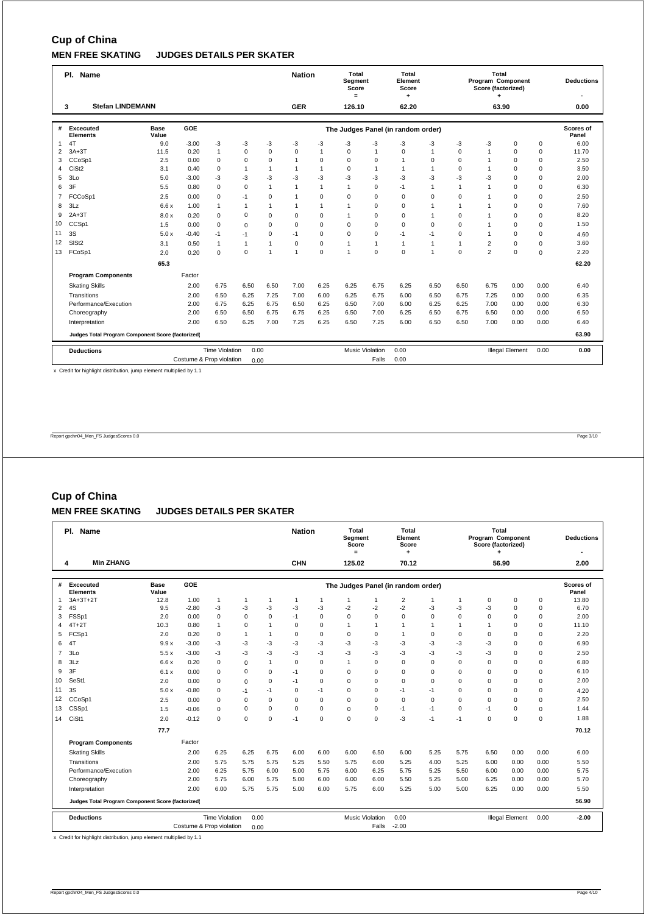# Cup of China

## MEN FREE SKATING JUDGES DETAILS PER SKATER

| Pl. | Name | Nation | Total Segment Score = | Total Element Score + | Total Program Component Score (factorized) + | Deductions - |
|---|---|---|---|---|---|---|
| 3 | Stefan LINDEMANN | GER | 126.10 | 62.20 | 63.90 | 0.00 |

| # | Excecuted Elements | Base Value | GOE | The Judges Panel (in random order) | | | | | | | | | | | | Scores of Panel |
|---|---|---|---|---|---|---|---|---|---|---|---|---|---|---|---|---|
| 1 | 4T | 9.0 | -3.00 | -3 | -3 | -3 | -3 | -3 | -3 | -3 | -3 | -3 | -3 | -3 | 0 | 0 | 6.00 |
| 2 | 3A+3T | 11.5 | 0.20 | 1 | 0 | 0 | 0 | 1 | 0 | 1 | 0 | 1 | 0 | 1 | 0 | 0 | 11.70 |
| 3 | CCoSp1 | 2.5 | 0.00 | 0 | 0 | 0 | 1 | 0 | 0 | 0 | 1 | 0 | 0 | 1 | 0 | 0 | 2.50 |
| 4 | CiSt2 | 3.1 | 0.40 | 0 | 1 | 1 | 1 | 1 | 0 | 1 | 1 | 1 | 0 | 1 | 0 | 0 | 3.50 |
| 5 | 3Lo | 5.0 | -3.00 | -3 | -3 | -3 | -3 | -3 | -3 | -3 | -3 | -3 | -3 | -3 | 0 | 0 | 2.00 |
| 6 | 3F | 5.5 | 0.80 | 0 | 0 | 1 | 1 | 1 | 1 | 0 | -1 | 1 | 1 | 1 | 0 | 0 | 6.30 |
| 7 | FCCoSp1 | 2.5 | 0.00 | 0 | -1 | 0 | 1 | 0 | 0 | 0 | 0 | 0 | 0 | 1 | 0 | 0 | 2.50 |
| 8 | 3Lz | 6.6 x | 1.00 | 1 | 1 | 1 | 1 | 1 | 1 | 0 | 0 | 1 | 1 | 1 | 0 | 0 | 7.60 |
| 9 | 2A+3T | 8.0 x | 0.20 | 0 | 0 | 0 | 0 | 0 | 1 | 0 | 0 | 1 | 0 | 1 | 0 | 0 | 8.20 |
| 10 | CCSp1 | 1.5 | 0.00 | 0 | 0 | 0 | 0 | 0 | 0 | 0 | 0 | 0 | 0 | 1 | 0 | 0 | 1.50 |
| 11 | 3S | 5.0 x | -0.40 | -1 | -1 | 0 | -1 | 0 | 0 | 0 | -1 | -1 | 0 | 1 | 0 | 0 | 4.60 |
| 12 | SlSt2 | 3.1 | 0.50 | 1 | 1 | 1 | 0 | 0 | 1 | 1 | 1 | 1 | 1 | 2 | 0 | 0 | 3.60 |
| 13 | FCoSp1 | 2.0 | 0.20 | 0 | 0 | 1 | 1 | 0 | 1 | 0 | 0 | 1 | 0 | 2 | 0 | 0 | 2.20 |
| | | 65.3 | | | | | | | | | | | | | | | 62.20 |

| Program Components | Factor | | | | | | | | | | | | | | Scores of Panel |
|---|---|---|---|---|---|---|---|---|---|---|---|---|---|---|---|
| Skating Skills | 2.00 | 6.75 | 6.50 | 6.50 | 7.00 | 6.25 | 6.25 | 6.75 | 6.25 | 6.50 | 6.50 | 6.75 | 0.00 | 0.00 | 6.40 |
| Transitions | 2.00 | 6.50 | 6.25 | 7.25 | 7.00 | 6.00 | 6.25 | 6.75 | 6.00 | 6.50 | 6.75 | 7.25 | 0.00 | 0.00 | 6.35 |
| Performance/Execution | 2.00 | 6.75 | 6.25 | 6.75 | 6.50 | 6.25 | 6.50 | 7.00 | 6.00 | 6.25 | 6.25 | 7.00 | 0.00 | 0.00 | 6.30 |
| Choreography | 2.00 | 6.50 | 6.50 | 6.75 | 6.75 | 6.25 | 6.50 | 7.00 | 6.25 | 6.50 | 6.75 | 6.50 | 0.00 | 0.00 | 6.50 |
| Interpretation | 2.00 | 6.50 | 6.25 | 7.00 | 7.25 | 6.25 | 6.50 | 7.25 | 6.00 | 6.50 | 6.50 | 7.00 | 0.00 | 0.00 | 6.40 |
| Judges Total Program Component Score (factorized) | | | | | | | | | | | | | | | 63.90 |

| Deductions | | | | | | | |
|---|---|---|---|---|---|---|---|
| Time Violation | 0.00 | Music Violation | 0.00 | Illegal Element | 0.00 | | 0.00 |
| Costume & Prop violation | 0.00 | Falls | 0.00 | | | | |

x Credit for highlight distribution, jump element multiplied by 1.1

# Cup of China

## MEN FREE SKATING JUDGES DETAILS PER SKATER

| Pl. | Name | Nation | Total Segment Score = | Total Element Score + | Total Program Component Score (factorized) + | Deductions - |
|---|---|---|---|---|---|---|
| 4 | Min ZHANG | CHN | 125.02 | 70.12 | 56.90 | 2.00 |

| # | Excecuted Elements | Base Value | GOE | The Judges Panel (in random order) | | | | | | | | | | | | Scores of Panel |
|---|---|---|---|---|---|---|---|---|---|---|---|---|---|---|---|---|
| 1 | 3A+3T+2T | 12.8 | 1.00 | 1 | 1 | 1 | 1 | 1 | 1 | 1 | 2 | 1 | 1 | 0 | 0 | 0 | 13.80 |
| 2 | 4S | 9.5 | -2.80 | -3 | -3 | -3 | -3 | -3 | -2 | -2 | -2 | -3 | -3 | -3 | 0 | 0 | 6.70 |
| 3 | FSSp1 | 2.0 | 0.00 | 0 | 0 | 0 | -1 | 0 | 0 | 0 | 0 | 0 | 0 | 0 | 0 | 0 | 2.00 |
| 4 | 4T+2T | 10.3 | 0.80 | 1 | 0 | 1 | 0 | 0 | 1 | 1 | 1 | 1 | 1 | 1 | 0 | 0 | 11.10 |
| 5 | FCSp1 | 2.0 | 0.20 | 0 | 1 | 1 | 0 | 0 | 0 | 0 | 1 | 0 | 0 | 0 | 0 | 0 | 2.20 |
| 6 | 4T | 9.9 x | -3.00 | -3 | -3 | -3 | -3 | -3 | -3 | -3 | -3 | -3 | -3 | -3 | 0 | 0 | 6.90 |
| 7 | 3Lo | 5.5 x | -3.00 | -3 | -3 | -3 | -3 | -3 | -3 | -3 | -3 | -3 | -3 | -3 | 0 | 0 | 2.50 |
| 8 | 3Lz | 6.6 x | 0.20 | 0 | 0 | 1 | 0 | 0 | 1 | 0 | 0 | 0 | 0 | 0 | 0 | 0 | 6.80 |
| 9 | 3F | 6.1 x | 0.00 | 0 | 0 | 0 | -1 | 0 | 0 | 0 | 0 | 0 | 0 | 0 | 0 | 0 | 6.10 |
| 10 | SeSt1 | 2.0 | 0.00 | 0 | 0 | 0 | -1 | 0 | 0 | 0 | 0 | 0 | 0 | 0 | 0 | 0 | 2.00 |
| 11 | 3S | 5.0 x | -0.80 | 0 | -1 | -1 | 0 | -1 | 0 | 0 | -1 | -1 | 0 | 0 | 0 | 0 | 4.20 |
| 12 | CCoSp1 | 2.5 | 0.00 | 0 | 0 | 0 | 0 | 0 | 0 | 0 | 0 | 0 | 0 | 0 | 0 | 0 | 2.50 |
| 13 | CSSp1 | 1.5 | -0.06 | 0 | 0 | 0 | 0 | 0 | 0 | 0 | -1 | -1 | 0 | -1 | 0 | 0 | 1.44 |
| 14 | CiSt1 | 2.0 | -0.12 | 0 | 0 | 0 | -1 | 0 | 0 | 0 | -3 | -1 | -1 | 0 | 0 | 0 | 1.88 |
| | | 77.7 | | | | | | | | | | | | | | | 70.12 |

| Program Components | Factor | | | | | | | | | | | | | | Scores of Panel |
|---|---|---|---|---|---|---|---|---|---|---|---|---|---|---|---|
| Skating Skills | 2.00 | 6.25 | 6.25 | 6.75 | 6.00 | 6.00 | 6.00 | 6.50 | 6.00 | 5.25 | 5.75 | 6.50 | 0.00 | 0.00 | 6.00 |
| Transitions | 2.00 | 5.75 | 5.75 | 5.75 | 5.25 | 5.50 | 5.75 | 6.00 | 5.25 | 4.00 | 5.25 | 6.00 | 0.00 | 0.00 | 5.50 |
| Performance/Execution | 2.00 | 6.25 | 5.75 | 6.00 | 5.00 | 5.75 | 6.00 | 6.25 | 5.75 | 5.25 | 5.50 | 6.00 | 0.00 | 0.00 | 5.75 |
| Choreography | 2.00 | 5.75 | 6.00 | 5.75 | 5.00 | 6.00 | 6.00 | 6.00 | 5.50 | 5.25 | 5.00 | 6.25 | 0.00 | 0.00 | 5.70 |
| Interpretation | 2.00 | 6.00 | 5.75 | 5.75 | 5.00 | 6.00 | 5.75 | 6.00 | 5.25 | 5.00 | 5.00 | 6.25 | 0.00 | 0.00 | 5.50 |
| Judges Total Program Component Score (factorized) | | | | | | | | | | | | | | | 56.90 |

| Deductions | | | | | | | |
|---|---|---|---|---|---|---|---|
| Time Violation | 0.00 | Music Violation | 0.00 | Illegal Element | 0.00 | | -2.00 |
| Costume & Prop violation | 0.00 | Falls | -2.00 | | | | |

x Credit for highlight distribution, jump element multiplied by 1.1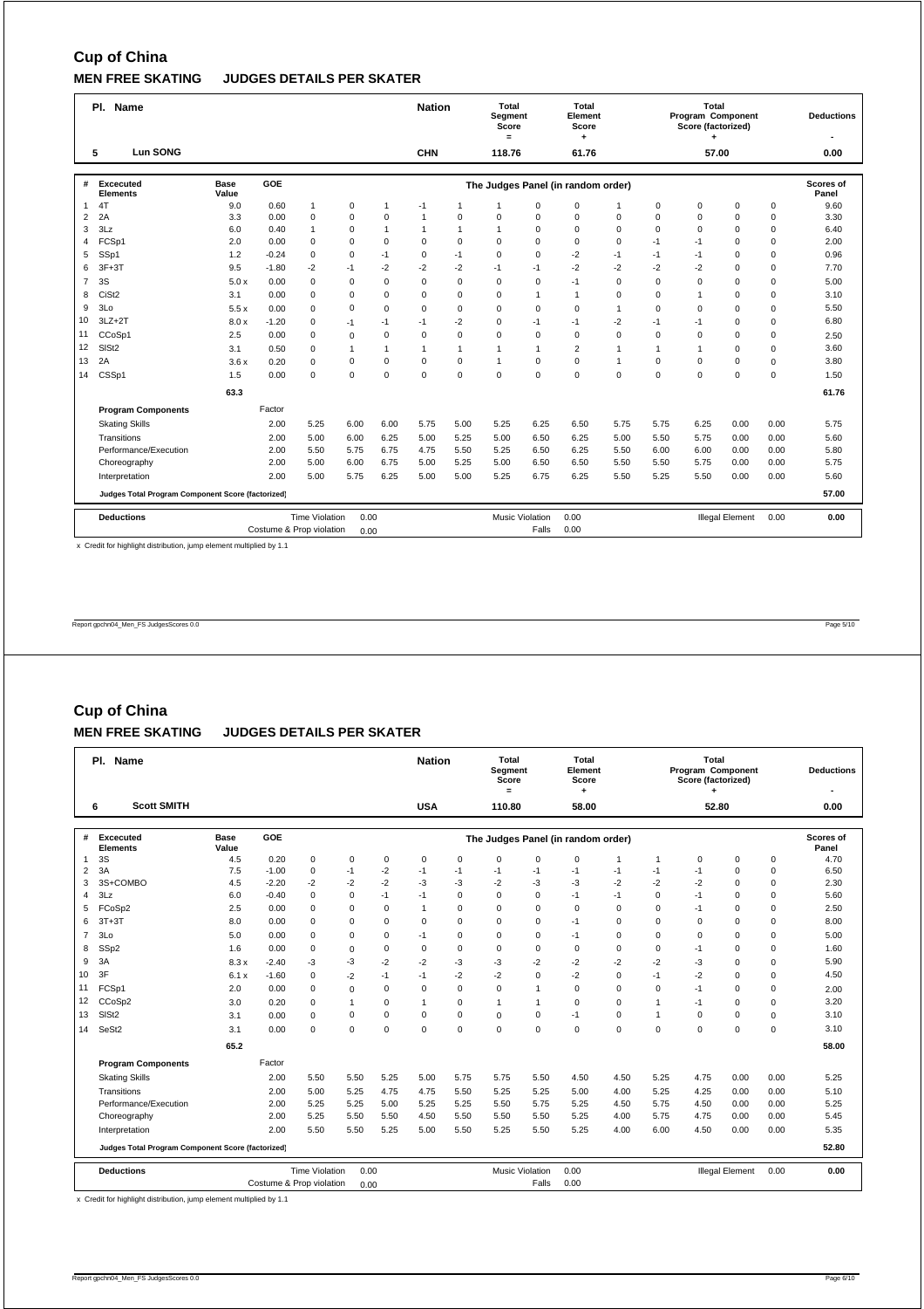## Cup of China

### MEN FREE SKATING JUDGES DETAILS PER SKATER

| Pl. | Name | Nation | Total Segment Score = | Total Element Score + | Total Program Component Score (factorized) + | Deductions - |
|---|---|---|---|---|---|---|
| 5 | Lun SONG | CHN | 118.76 | 61.76 | 57.00 | 0.00 |

| # | Excecuted Elements | Base Value | GOE | | | | | | | The Judges Panel (in random order) | | | | | | Scores of Panel |
|---|---|---|---|---|---|---|---|---|---|---|---|---|---|---|---|---|
| 1 | 4T | 9.0 | 0.60 | 1 | 0 | 1 | -1 | 1 | 1 | 0 | 0 | 1 | 0 | 0 | 0 | 0 | 9.60 |
| 2 | 2A | 3.3 | 0.00 | 0 | 0 | 0 | 1 | 0 | 0 | 0 | 0 | 0 | 0 | 0 | 0 | 0 | 3.30 |
| 3 | 3Lz | 6.0 | 0.40 | 1 | 0 | 1 | 1 | 1 | 1 | 0 | 0 | 0 | 0 | 0 | 0 | 0 | 6.40 |
| 4 | FCSp1 | 2.0 | 0.00 | 0 | 0 | 0 | 0 | 0 | 0 | 0 | 0 | 0 | -1 | -1 | 0 | 0 | 2.00 |
| 5 | SSp1 | 1.2 | -0.24 | 0 | 0 | -1 | 0 | -1 | 0 | 0 | -2 | -1 | -1 | -1 | 0 | 0 | 0.96 |
| 6 | 3F+3T | 9.5 | -1.80 | -2 | -1 | -2 | -2 | -2 | -1 | -1 | -2 | -2 | -2 | -2 | 0 | 0 | 7.70 |
| 7 | 3S | 5.0 x | 0.00 | 0 | 0 | 0 | 0 | 0 | 0 | 0 | -1 | 0 | 0 | 0 | 0 | 0 | 5.00 |
| 8 | CiSt2 | 3.1 | 0.00 | 0 | 0 | 0 | 0 | 0 | 0 | 1 | 1 | 0 | 0 | 1 | 0 | 0 | 3.10 |
| 9 | 3Lo | 5.5 x | 0.00 | 0 | 0 | 0 | 0 | 0 | 0 | 0 | 0 | 1 | 0 | 0 | 0 | 0 | 5.50 |
| 10 | 3LZ+2T | 8.0 x | -1.20 | 0 | -1 | -1 | -1 | -2 | 0 | -1 | -1 | -2 | -1 | -1 | 0 | 0 | 6.80 |
| 11 | CCoSp1 | 2.5 | 0.00 | 0 | 0 | 0 | 0 | 0 | 0 | 0 | 0 | 0 | 0 | 0 | 0 | 0 | 2.50 |
| 12 | SlSt2 | 3.1 | 0.50 | 0 | 1 | 1 | 1 | 1 | 1 | 1 | 2 | 1 | 1 | 1 | 0 | 0 | 3.60 |
| 13 | 2A | 3.6 x | 0.20 | 0 | 0 | 0 | 0 | 0 | 1 | 0 | 0 | 1 | 0 | 0 | 0 | 0 | 3.80 |
| 14 | CSSp1 | 1.5 | 0.00 | 0 | 0 | 0 | 0 | 0 | 0 | 0 | 0 | 0 | 0 | 0 | 0 | 0 | 1.50 |
| | | 63.3 | | | | | | | | | | | | | | | 61.76 |

| Program Components | Factor | | | | | | | | | | | | | | Scores of Panel |
|---|---|---|---|---|---|---|---|---|---|---|---|---|---|---|---|
| Skating Skills | 2.00 | 5.25 | 6.00 | 6.00 | 5.75 | 5.00 | 5.25 | 6.25 | 6.50 | 5.75 | 5.75 | 6.25 | 0.00 | 0.00 | 5.75 |
| Transitions | 2.00 | 5.00 | 6.00 | 6.25 | 5.00 | 5.25 | 5.00 | 6.50 | 6.25 | 5.00 | 5.50 | 5.75 | 0.00 | 0.00 | 5.60 |
| Performance/Execution | 2.00 | 5.50 | 5.75 | 6.75 | 4.75 | 5.50 | 5.25 | 6.50 | 6.25 | 5.50 | 6.00 | 6.00 | 0.00 | 0.00 | 5.80 |
| Choreography | 2.00 | 5.00 | 6.00 | 6.75 | 5.00 | 5.25 | 5.00 | 6.50 | 6.50 | 5.50 | 5.50 | 5.75 | 0.00 | 0.00 | 5.75 |
| Interpretation | 2.00 | 5.00 | 5.75 | 6.25 | 5.00 | 5.00 | 5.25 | 6.75 | 6.25 | 5.50 | 5.25 | 5.50 | 0.00 | 0.00 | 5.60 |
| Judges Total Program Component Score (factorized) | | | | | | | | | | | | | | | 57.00 |

| Deductions | | | | | | | |
|---|---|---|---|---|---|---|---|
| Time Violation | 0.00 | Music Violation | 0.00 | Illegal Element | 0.00 | | 0.00 |
| Costume & Prop violation | 0.00 | Falls | 0.00 | | | | |

x Credit for highlight distribution, jump element multiplied by 1.1

## Cup of China

### MEN FREE SKATING JUDGES DETAILS PER SKATER

| Pl. | Name | Nation | Total Segment Score = | Total Element Score + | Total Program Component Score (factorized) + | Deductions - |
|---|---|---|---|---|---|---|
| 6 | Scott SMITH | USA | 110.80 | 58.00 | 52.80 | 0.00 |

| # | Excecuted Elements | Base Value | GOE | | | | | | | The Judges Panel (in random order) | | | | | | Scores of Panel |
|---|---|---|---|---|---|---|---|---|---|---|---|---|---|---|---|---|
| 1 | 3S | 4.5 | 0.20 | 0 | 0 | 0 | 0 | 0 | 0 | 0 | 0 | 1 | 1 | 0 | 0 | 0 | 4.70 |
| 2 | 3A | 7.5 | -1.00 | 0 | -1 | -2 | -1 | -1 | -1 | -1 | -1 | -1 | -1 | -1 | 0 | 0 | 6.50 |
| 3 | 3S+COMBO | 4.5 | -2.20 | -2 | -2 | -2 | -3 | -3 | -2 | -3 | -3 | -2 | -2 | -2 | 0 | 0 | 2.30 |
| 4 | 3Lz | 6.0 | -0.40 | 0 | 0 | -1 | -1 | 0 | 0 | 0 | -1 | -1 | 0 | -1 | 0 | 0 | 5.60 |
| 5 | FCoSp2 | 2.5 | 0.00 | 0 | 0 | 0 | 1 | 0 | 0 | 0 | 0 | 0 | 0 | -1 | 0 | 0 | 2.50 |
| 6 | 3T+3T | 8.0 | 0.00 | 0 | 0 | 0 | 0 | 0 | 0 | 0 | -1 | 0 | 0 | 0 | 0 | 0 | 8.00 |
| 7 | 3Lo | 5.0 | 0.00 | 0 | 0 | 0 | -1 | 0 | 0 | 0 | -1 | 0 | 0 | 0 | 0 | 0 | 5.00 |
| 8 | SSp2 | 1.6 | 0.00 | 0 | 0 | 0 | 0 | 0 | 0 | 0 | 0 | 0 | 0 | -1 | 0 | 0 | 1.60 |
| 9 | 3A | 8.3 x | -2.40 | -3 | -3 | -2 | -2 | -3 | -3 | -2 | -2 | -2 | -2 | -3 | 0 | 0 | 5.90 |
| 10 | 3F | 6.1 x | -1.60 | 0 | -2 | -1 | -1 | -2 | -2 | 0 | -2 | 0 | -1 | -2 | 0 | 0 | 4.50 |
| 11 | FCSp1 | 2.0 | 0.00 | 0 | 0 | 0 | 0 | 0 | 0 | 1 | 0 | 0 | 0 | -1 | 0 | 0 | 2.00 |
| 12 | CCoSp2 | 3.0 | 0.20 | 0 | 1 | 0 | 1 | 0 | 1 | 1 | 0 | 0 | 1 | -1 | 0 | 0 | 3.20 |
| 13 | SlSt2 | 3.1 | 0.00 | 0 | 0 | 0 | 0 | 0 | 0 | 0 | -1 | 0 | 1 | 0 | 0 | 0 | 3.10 |
| 14 | SeSt2 | 3.1 | 0.00 | 0 | 0 | 0 | 0 | 0 | 0 | 0 | 0 | 0 | 0 | 0 | 0 | 0 | 3.10 |
| | | 65.2 | | | | | | | | | | | | | | | 58.00 |

| Program Components | Factor | | | | | | | | | | | | | | Scores of Panel |
|---|---|---|---|---|---|---|---|---|---|---|---|---|---|---|---|
| Skating Skills | 2.00 | 5.50 | 5.50 | 5.25 | 5.00 | 5.75 | 5.75 | 5.50 | 4.50 | 4.50 | 5.25 | 4.75 | 0.00 | 0.00 | 5.25 |
| Transitions | 2.00 | 5.00 | 5.25 | 4.75 | 4.75 | 5.50 | 5.25 | 5.25 | 5.00 | 4.00 | 5.25 | 4.25 | 0.00 | 0.00 | 5.10 |
| Performance/Execution | 2.00 | 5.25 | 5.25 | 5.00 | 5.25 | 5.25 | 5.50 | 5.75 | 5.25 | 4.50 | 5.75 | 4.50 | 0.00 | 0.00 | 5.25 |
| Choreography | 2.00 | 5.25 | 5.50 | 5.50 | 4.50 | 5.50 | 5.50 | 5.50 | 5.25 | 4.00 | 5.75 | 4.75 | 0.00 | 0.00 | 5.45 |
| Interpretation | 2.00 | 5.50 | 5.50 | 5.25 | 5.00 | 5.50 | 5.25 | 5.50 | 5.25 | 4.00 | 6.00 | 4.50 | 0.00 | 0.00 | 5.35 |
| Judges Total Program Component Score (factorized) | | | | | | | | | | | | | | | 52.80 |

| Deductions | | | | | | | |
|---|---|---|---|---|---|---|---|
| Time Violation | 0.00 | Music Violation | 0.00 | Illegal Element | 0.00 | | 0.00 |
| Costume & Prop violation | 0.00 | Falls | 0.00 | | | | |

x Credit for highlight distribution, jump element multiplied by 1.1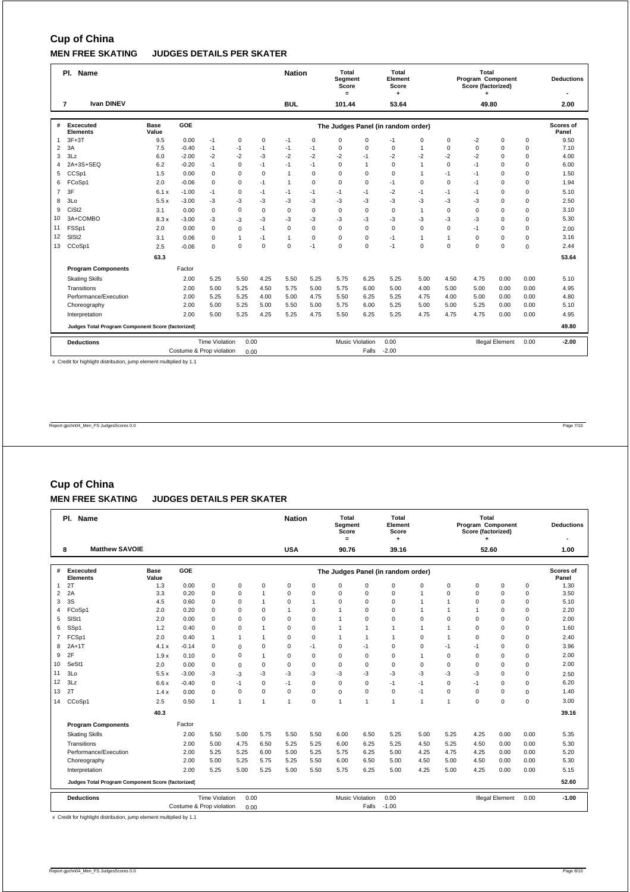# Cup of China

## MEN FREE SKATING JUDGES DETAILS PER SKATER

| Pl. | Name | Nation | Total Segment Score = | Total Element Score + | Total Program Component Score (factorized) + | Deductions - |
|---|---|---|---|---|---|---|
| 7 | Ivan DINEV | BUL | 101.44 | 53.64 | 49.80 | 2.00 |

| # | Excecuted Elements | | Base Value | GOE | The Judges Panel (in random order) | | | | | | | | | | | | Scores of Panel |
|---|---|---|---|---|---|---|---|---|---|---|---|---|---|---|---|---|---|
| 1 | 3F+3T | | 9.5 | 0.00 | -1 | 0 | 0 | -1 | 0 | 0 | 0 | -1 | 0 | 0 | -2 | 0 | 0 | 9.50 |
| 2 | 3A | | 7.5 | -0.40 | -1 | -1 | -1 | -1 | -1 | 0 | 0 | 0 | 1 | 0 | 0 | 0 | 0 | 7.10 |
| 3 | 3Lz | | 6.0 | -2.00 | -2 | -2 | -3 | -2 | -2 | -2 | -1 | -2 | -2 | -2 | -2 | 0 | 0 | 4.00 |
| 4 | 2A+3S+SEQ | | 6.2 | -0.20 | -1 | 0 | -1 | -1 | -1 | 0 | 1 | 0 | 1 | 0 | -1 | 0 | 0 | 6.00 |
| 5 | CCSp1 | | 1.5 | 0.00 | 0 | 0 | 0 | 1 | 0 | 0 | 0 | 0 | 1 | -1 | -1 | 0 | 0 | 1.50 |
| 6 | FCoSp1 | | 2.0 | -0.06 | 0 | 0 | -1 | 1 | 0 | 0 | 0 | -1 | 0 | 0 | -1 | 0 | 0 | 1.94 |
| 7 | 3F | | 6.1 | x | -1.00 | -1 | 0 | -1 | -1 | -1 | -1 | -1 | -2 | -1 | -1 | -1 | 0 | 0 | 5.10 |
| 8 | 3Lo | | 5.5 | x | -3.00 | -3 | -3 | -3 | -3 | -3 | -3 | -3 | -3 | -3 | -3 | -3 | 0 | 0 | 2.50 |
| 9 | CiSt2 | | 3.1 | 0.00 | 0 | 0 | 0 | 0 | 0 | 0 | 0 | 0 | 1 | 0 | 0 | 0 | 0 | 3.10 |
| 10 | 3A+COMBO | | 8.3 | x | -3.00 | -3 | -3 | -3 | -3 | -3 | -3 | -3 | -3 | -3 | -3 | -3 | 0 | 0 | 5.30 |
| 11 | FSSp1 | | 2.0 | 0.00 | 0 | 0 | -1 | 0 | 0 | 0 | 0 | 0 | 0 | 0 | -1 | 0 | 0 | 2.00 |
| 12 | SlSt2 | | 3.1 | 0.06 | 0 | 1 | -1 | 1 | 0 | 0 | 0 | -1 | 1 | 1 | 0 | 0 | 0 | 3.16 |
| 13 | CCoSp1 | | 2.5 | -0.06 | 0 | 0 | 0 | 0 | -1 | 0 | 0 | -1 | 0 | 0 | 0 | 0 | 0 | 2.44 |
| | | | 63.3 | | | | | | | | | | | | | | | 53.64 |

| Program Components | Factor | | | | | | | | | | | | | Scores of Panel |
|---|---|---|---|---|---|---|---|---|---|---|---|---|---|---|
| Skating Skills | 2.00 | 5.25 | 5.50 | 4.25 | 5.50 | 5.25 | 5.75 | 6.25 | 5.25 | 5.00 | 4.50 | 4.75 | 0.00 | 0.00 | 5.10 |
| Transitions | 2.00 | 5.00 | 5.25 | 4.50 | 5.75 | 5.00 | 5.75 | 6.00 | 5.00 | 4.00 | 5.00 | 5.00 | 0.00 | 0.00 | 4.95 |
| Performance/Execution | 2.00 | 5.25 | 5.25 | 4.00 | 5.00 | 4.75 | 5.50 | 6.25 | 5.25 | 4.75 | 4.00 | 5.00 | 0.00 | 0.00 | 4.80 |
| Choreography | 2.00 | 5.00 | 5.25 | 5.00 | 5.50 | 5.00 | 5.75 | 6.00 | 5.25 | 5.00 | 5.00 | 5.25 | 0.00 | 0.00 | 5.10 |
| Interpretation | 2.00 | 5.00 | 5.25 | 4.25 | 5.25 | 4.75 | 5.50 | 6.25 | 5.25 | 4.75 | 4.75 | 4.75 | 0.00 | 0.00 | 4.95 |
| Judges Total Program Component Score (factorized) | | | | | | | | | | | | | | | 49.80 |

| Deductions | Time Violation | 0.00 | Music Violation | 0.00 | Illegal Element | 0.00 | -2.00 |
|---|---|---|---|---|---|---|---|
| | Costume & Prop violation | 0.00 | Falls | -2.00 | | | |

x Credit for highlight distribution, jump element multiplied by 1.1

Report gpchn04_Men_FS JudgesScores 0.0

# Cup of China

## MEN FREE SKATING JUDGES DETAILS PER SKATER

| Pl. | Name | Nation | Total Segment Score = | Total Element Score + | Total Program Component Score (factorized) + | Deductions - |
|---|---|---|---|---|---|---|
| 8 | Matthew SAVOIE | USA | 90.76 | 39.16 | 52.60 | 1.00 |

| # | Excecuted Elements | | Base Value | GOE | The Judges Panel (in random order) | | | | | | | | | | | | Scores of Panel |
|---|---|---|---|---|---|---|---|---|---|---|---|---|---|---|---|---|---|
| 1 | 2T | | 1.3 | 0.00 | 0 | 0 | 0 | 0 | 0 | 0 | 0 | 0 | 0 | 0 | 0 | 0 | 0 | 1.30 |
| 2 | 2A | | 3.3 | 0.20 | 0 | 0 | 1 | 0 | 0 | 0 | 0 | 0 | 1 | 0 | 0 | 0 | 0 | 3.50 |
| 3 | 3S | | 4.5 | 0.60 | 0 | 0 | 1 | 0 | 1 | 0 | 0 | 0 | 1 | 1 | 0 | 0 | 0 | 5.10 |
| 4 | FCoSp1 | | 2.0 | 0.20 | 0 | 0 | 0 | 1 | 0 | 1 | 0 | 0 | 1 | 1 | 1 | 0 | 0 | 2.20 |
| 5 | SlSt1 | | 2.0 | 0.00 | 0 | 0 | 0 | 0 | 0 | 1 | 0 | 0 | 0 | 0 | 0 | 0 | 0 | 2.00 |
| 6 | SSp1 | | 1.2 | 0.40 | 0 | 0 | 1 | 0 | 0 | 1 | 1 | 1 | 1 | 1 | 0 | 0 | 0 | 1.60 |
| 7 | FCSp1 | | 2.0 | 0.40 | 1 | 1 | 1 | 0 | 0 | 1 | 1 | 1 | 0 | 1 | 0 | 0 | 0 | 2.40 |
| 8 | 2A+1T | | 4.1 | x | -0.14 | 0 | 0 | 0 | 0 | -1 | 0 | -1 | 0 | 0 | -1 | -1 | 0 | 0 | 3.96 |
| 9 | 2F | | 1.9 | x | 0.10 | 0 | 0 | 1 | 0 | 0 | 0 | 0 | 0 | 1 | 0 | 0 | 0 | 0 | 2.00 |
| 10 | SeSt1 | | 2.0 | 0.00 | 0 | 0 | 0 | 0 | 0 | 0 | 0 | 0 | 0 | 0 | 0 | 0 | 0 | 2.00 |
| 11 | 3Lo | | 5.5 | x | -3.00 | -3 | -3 | -3 | -3 | -3 | -3 | -3 | -3 | -3 | -3 | -3 | 0 | 0 | 2.50 |
| 12 | 3Lz | | 6.6 | x | -0.40 | 0 | -1 | 0 | -1 | 0 | 0 | 0 | -1 | -1 | 0 | -1 | 0 | 0 | 6.20 |
| 13 | 2T | | 1.4 | x | 0.00 | 0 | 0 | 0 | 0 | 0 | 0 | 0 | 0 | -1 | 0 | 0 | 0 | 0 | 1.40 |
| 14 | CCoSp1 | | 2.5 | 0.50 | 1 | 1 | 1 | 1 | 0 | 1 | 1 | 1 | 1 | 1 | 0 | 0 | 0 | 3.00 |
| | | | 40.3 | | | | | | | | | | | | | | | 39.16 |

| Program Components | Factor | | | | | | | | | | | | | Scores of Panel |
|---|---|---|---|---|---|---|---|---|---|---|---|---|---|---|
| Skating Skills | 2.00 | 5.50 | 5.00 | 5.75 | 5.50 | 5.50 | 6.00 | 6.50 | 5.25 | 5.00 | 5.25 | 4.25 | 0.00 | 0.00 | 5.35 |
| Transitions | 2.00 | 5.00 | 4.75 | 6.50 | 5.25 | 5.25 | 6.00 | 6.25 | 5.25 | 4.50 | 5.25 | 4.50 | 0.00 | 0.00 | 5.30 |
| Performance/Execution | 2.00 | 5.25 | 5.25 | 6.00 | 5.00 | 5.25 | 5.75 | 6.25 | 5.00 | 4.25 | 4.75 | 4.25 | 0.00 | 0.00 | 5.20 |
| Choreography | 2.00 | 5.00 | 5.25 | 5.75 | 5.25 | 5.50 | 6.00 | 6.50 | 5.00 | 4.50 | 5.00 | 4.50 | 0.00 | 0.00 | 5.30 |
| Interpretation | 2.00 | 5.25 | 5.00 | 5.25 | 5.00 | 5.50 | 5.75 | 6.25 | 5.00 | 4.25 | 5.00 | 4.25 | 0.00 | 0.00 | 5.15 |
| Judges Total Program Component Score (factorized) | | | | | | | | | | | | | | | 52.60 |

| Deductions | Time Violation | 0.00 | Music Violation | 0.00 | Illegal Element | 0.00 | -1.00 |
|---|---|---|---|---|---|---|---|
| | Costume & Prop violation | 0.00 | Falls | -1.00 | | | |

x Credit for highlight distribution, jump element multiplied by 1.1

Report gpchn04_Men_FS JudgesScores 0.0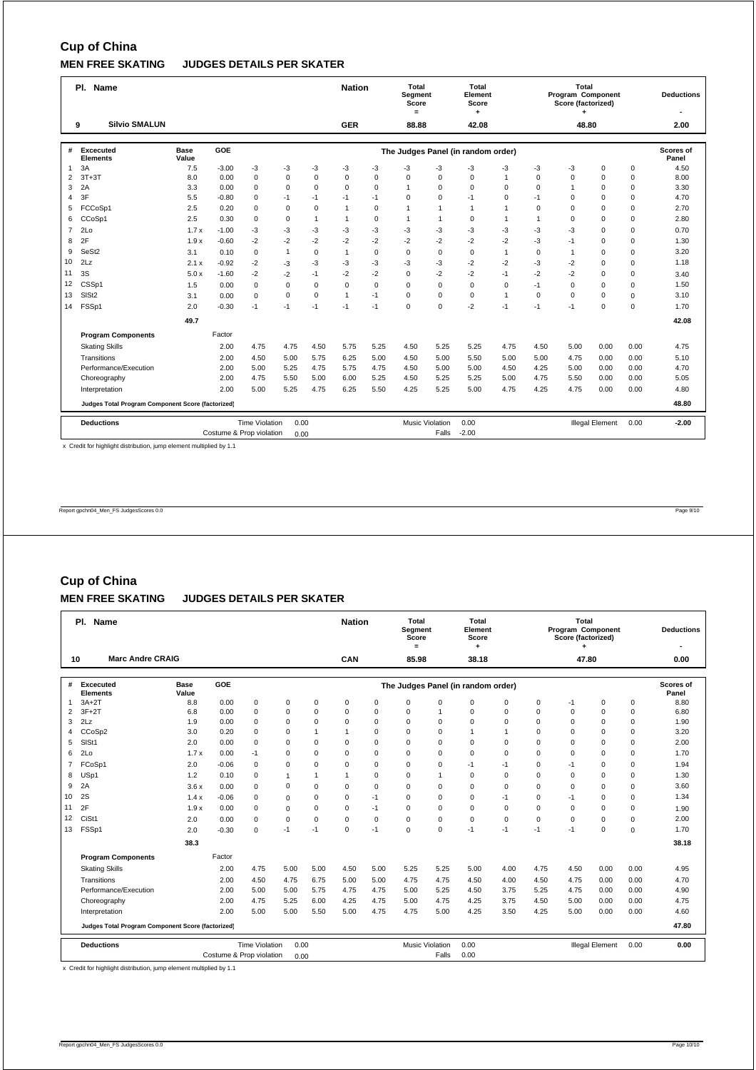# Cup of China

## MEN FREE SKATING JUDGES DETAILS PER SKATER

| Pl. | Name | Nation | Total Segment Score = | Total Element Score + | Total Program Component Score (factorized) + | Deductions - |
|---|---|---|---|---|---|---|
| 9 | Silvio SMALUN | GER | 88.88 | 42.08 | 48.80 | 2.00 |

| # | Excecuted Elements | Base Value | GOE | | | | | | | The Judges Panel (in random order) | | | | | | | Scores of Panel |
|---|---|---|---|---|---|---|---|---|---|---|---|---|---|---|---|---|---|
| 1 | 3A | 7.5 | -3.00 | -3 | -3 | -3 | -3 | -3 | -3 | -3 | -3 | -3 | -3 | -3 | 0 | 0 | 4.50 |
| 2 | 3T+3T | 8.0 | 0.00 | 0 | 0 | 0 | 0 | 0 | 0 | 0 | 0 | 1 | 0 | 0 | 0 | 0 | 8.00 |
| 3 | 2A | 3.3 | 0.00 | 0 | 0 | 0 | 0 | 0 | 1 | 0 | 0 | 0 | 0 | 1 | 0 | 0 | 3.30 |
| 4 | 3F | 5.5 | -0.80 | 0 | -1 | -1 | -1 | -1 | 0 | 0 | -1 | 0 | -1 | 0 | 0 | 0 | 4.70 |
| 5 | FCCoSp1 | 2.5 | 0.20 | 0 | 0 | 0 | 1 | 0 | 1 | 1 | 1 | 1 | 0 | 0 | 0 | 0 | 2.70 |
| 6 | CCoSp1 | 2.5 | 0.30 | 0 | 0 | 1 | 1 | 0 | 1 | 1 | 0 | 1 | 1 | 0 | 0 | 0 | 2.80 |
| 7 | 2Lo | 1.7 x | -1.00 | -3 | -3 | -3 | -3 | -3 | -3 | -3 | -3 | -3 | -3 | -3 | 0 | 0 | 0.70 |
| 8 | 2F | 1.9 x | -0.60 | -2 | -2 | -2 | -2 | -2 | -2 | -2 | -2 | -2 | -3 | -1 | 0 | 0 | 1.30 |
| 9 | SeSt2 | 3.1 | 0.10 | 0 | 1 | 0 | 1 | 0 | 0 | 0 | 0 | 1 | 0 | 1 | 0 | 0 | 3.20 |
| 10 | 2Lz | 2.1 x | -0.92 | -2 | -3 | -3 | -3 | -3 | -3 | -3 | -2 | -2 | -3 | -2 | 0 | 0 | 1.18 |
| 11 | 3S | 5.0 x | -1.60 | -2 | -2 | -1 | -2 | -2 | 0 | -2 | -2 | -1 | -2 | -2 | 0 | 0 | 3.40 |
| 12 | CSSp1 | 1.5 | 0.00 | 0 | 0 | 0 | 0 | 0 | 0 | 0 | 0 | 0 | -1 | 0 | 0 | 0 | 1.50 |
| 13 | SlSt2 | 3.1 | 0.00 | 0 | 0 | 0 | 1 | -1 | 0 | 0 | 0 | 1 | 0 | 0 | 0 | 0 | 3.10 |
| 14 | FSSp1 | 2.0 | -0.30 | -1 | -1 | -1 | -1 | -1 | 0 | 0 | -2 | -1 | -1 | -1 | 0 | 0 | 1.70 |
| | | 49.7 | | | | | | | | | | | | | | | 42.08 |

| Program Components | Factor | | | | | | | | | | | | | | |
|---|---|---|---|---|---|---|---|---|---|---|---|---|---|---|---|
| Skating Skills | 2.00 | 4.75 | 4.75 | 4.50 | 5.75 | 5.25 | 4.50 | 5.25 | 5.25 | 4.75 | 4.50 | 5.00 | 0.00 | 0.00 | 4.75 |
| Transitions | 2.00 | 4.50 | 5.00 | 5.75 | 6.25 | 5.00 | 4.50 | 5.00 | 5.50 | 5.00 | 5.00 | 4.75 | 0.00 | 0.00 | 5.10 |
| Performance/Execution | 2.00 | 5.00 | 5.25 | 4.75 | 5.75 | 4.75 | 4.50 | 5.00 | 5.00 | 4.50 | 4.25 | 5.00 | 0.00 | 0.00 | 4.70 |
| Choreography | 2.00 | 4.75 | 5.50 | 5.00 | 6.00 | 5.25 | 4.50 | 5.25 | 5.25 | 5.00 | 4.75 | 5.50 | 0.00 | 0.00 | 5.05 |
| Interpretation | 2.00 | 5.00 | 5.25 | 4.75 | 6.25 | 5.50 | 4.25 | 5.25 | 5.00 | 4.75 | 4.25 | 4.75 | 0.00 | 0.00 | 4.80 |
| Judges Total Program Component Score (factorized) | | | | | | | | | | | | | | | 48.80 |

| Deductions | | | | |
|---|---|---|---|---|
| Time Violation 0.00 | Music Violation 0.00 | Illegal Element 0.00 | | -2.00 |
| Costume & Prop violation 0.00 | Falls -2.00 | | | |

x Credit for highlight distribution, jump element multiplied by 1.1

# Cup of China

## MEN FREE SKATING JUDGES DETAILS PER SKATER

| Pl. | Name | Nation | Total Segment Score = | Total Element Score + | Total Program Component Score (factorized) + | Deductions - |
|---|---|---|---|---|---|---|
| 10 | Marc Andre CRAIG | CAN | 85.98 | 38.18 | 47.80 | 0.00 |

| # | Excecuted Elements | Base Value | GOE | | | | | | | The Judges Panel (in random order) | | | | | | | Scores of Panel |
|---|---|---|---|---|---|---|---|---|---|---|---|---|---|---|---|---|---|
| 1 | 3A+2T | 8.8 | 0.00 | 0 | 0 | 0 | 0 | 0 | 0 | 0 | 0 | 0 | 0 | -1 | 0 | 0 | 8.80 |
| 2 | 3F+2T | 6.8 | 0.00 | 0 | 0 | 0 | 0 | 0 | 0 | 1 | 0 | 0 | 0 | 0 | 0 | 0 | 6.80 |
| 3 | 2Lz | 1.9 | 0.00 | 0 | 0 | 0 | 0 | 0 | 0 | 0 | 0 | 0 | 0 | 0 | 0 | 0 | 1.90 |
| 4 | CCoSp2 | 3.0 | 0.20 | 0 | 0 | 1 | 1 | 0 | 0 | 0 | 1 | 1 | 0 | 0 | 0 | 0 | 3.20 |
| 5 | SlSt1 | 2.0 | 0.00 | 0 | 0 | 0 | 0 | 0 | 0 | 0 | 0 | 0 | 0 | 0 | 0 | 0 | 2.00 |
| 6 | 2Lo | 1.7 x | 0.00 | -1 | 0 | 0 | 0 | 0 | 0 | 0 | 0 | 0 | 0 | 0 | 0 | 0 | 1.70 |
| 7 | FCoSp1 | 2.0 | -0.06 | 0 | 0 | 0 | 0 | 0 | 0 | 0 | -1 | -1 | 0 | -1 | 0 | 0 | 1.94 |
| 8 | USp1 | 1.2 | 0.10 | 0 | 1 | 1 | 1 | 0 | 0 | 1 | 0 | 0 | 0 | 0 | 0 | 0 | 1.30 |
| 9 | 2A | 3.6 x | 0.00 | 0 | 0 | 0 | 0 | 0 | 0 | 0 | 0 | 0 | 0 | 0 | 0 | 0 | 3.60 |
| 10 | 2S | 1.4 x | -0.06 | 0 | 0 | 0 | 0 | -1 | 0 | 0 | 0 | -1 | 0 | -1 | 0 | 0 | 1.34 |
| 11 | 2F | 1.9 x | 0.00 | 0 | 0 | 0 | 0 | -1 | 0 | 0 | 0 | 0 | 0 | 0 | 0 | 0 | 1.90 |
| 12 | CiSt1 | 2.0 | 0.00 | 0 | 0 | 0 | 0 | 0 | 0 | 0 | 0 | 0 | 0 | 0 | 0 | 0 | 2.00 |
| 13 | FSSp1 | 2.0 | -0.30 | 0 | -1 | -1 | 0 | -1 | 0 | 0 | -1 | -1 | -1 | -1 | 0 | 0 | 1.70 |
| | | 38.3 | | | | | | | | | | | | | | | 38.18 |

| Program Components | Factor | | | | | | | | | | | | | | |
|---|---|---|---|---|---|---|---|---|---|---|---|---|---|---|---|
| Skating Skills | 2.00 | 4.75 | 5.00 | 5.00 | 4.50 | 5.00 | 5.25 | 5.25 | 5.00 | 4.00 | 4.75 | 4.50 | 0.00 | 0.00 | 4.95 |
| Transitions | 2.00 | 4.50 | 4.75 | 6.75 | 5.00 | 5.00 | 4.75 | 4.75 | 4.50 | 4.00 | 4.50 | 4.75 | 0.00 | 0.00 | 4.70 |
| Performance/Execution | 2.00 | 5.00 | 5.00 | 5.75 | 4.75 | 4.75 | 5.00 | 5.25 | 4.50 | 3.75 | 5.25 | 4.75 | 0.00 | 0.00 | 4.90 |
| Choreography | 2.00 | 4.75 | 5.25 | 6.00 | 4.25 | 4.75 | 5.00 | 4.75 | 4.25 | 3.75 | 4.50 | 5.00 | 0.00 | 0.00 | 4.75 |
| Interpretation | 2.00 | 5.00 | 5.00 | 5.50 | 5.00 | 4.75 | 4.75 | 5.00 | 4.25 | 3.50 | 4.25 | 5.00 | 0.00 | 0.00 | 4.60 |
| Judges Total Program Component Score (factorized) | | | | | | | | | | | | | | | 47.80 |

| Deductions | | | | |
|---|---|---|---|---|
| Time Violation 0.00 | Music Violation 0.00 | Illegal Element 0.00 | | 0.00 |
| Costume & Prop violation 0.00 | Falls 0.00 | | | |

x Credit for highlight distribution, jump element multiplied by 1.1